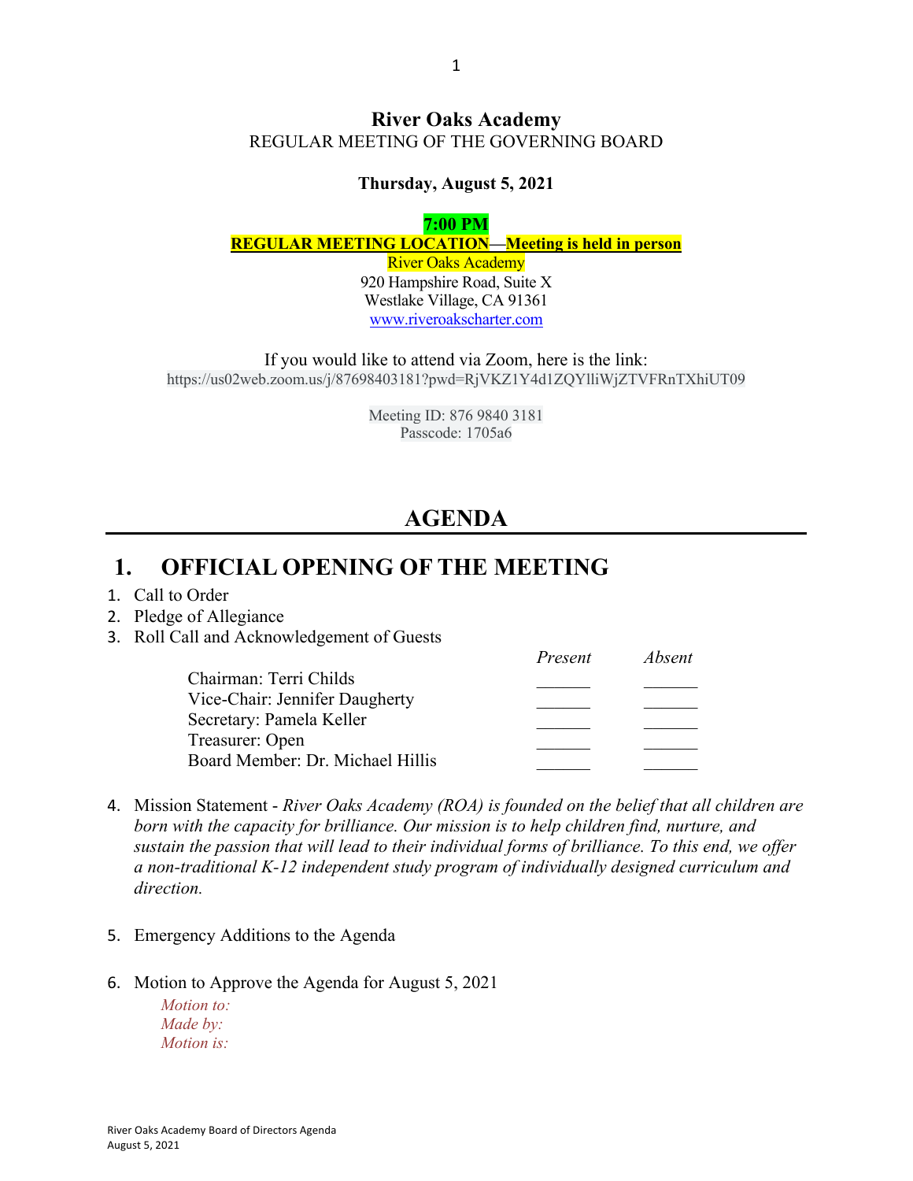# River Oaks Academy

REGULAR MEETING OF THE GOVERNING BOARD

**Thursday, August 5, 2021**

**7:00 PM**

**REGULAR MEETING LOCATION—Meeting is held in person**

River Oaks Academy
920 Hampshire Road, Suite X
Westlake Village, CA 91361
www.riveroakscharter.com

If you would like to attend via Zoom, here is the link:
https://us02web.zoom.us/j/87698403181?pwd=RjVKZ1Y4d1ZQYlliWjZTVFRnTXhiUT09

Meeting ID: 876 9840 3181
Passcode: 1705a6

## AGENDA

## 1. OFFICIAL OPENING OF THE MEETING

1. Call to Order
2. Pledge of Allegiance
3. Roll Call and Acknowledgement of Guests

| | *Present* | *Absent* |
|---|---|---|
| Chairman: Terri Childs | ______ | ______ |
| Vice-Chair: Jennifer Daugherty | ______ | ______ |
| Secretary: Pamela Keller | ______ | ______ |
| Treasurer: Open | ______ | ______ |
| Board Member: Dr. Michael Hillis | ______ | ______ |

4. Mission Statement - *River Oaks Academy (ROA) is founded on the belief that all children are born with the capacity for brilliance. Our mission is to help children find, nurture, and sustain the passion that will lead to their individual forms of brilliance. To this end, we offer a non-traditional K-12 independent study program of individually designed curriculum and direction.*

5. Emergency Additions to the Agenda

6. Motion to Approve the Agenda for August 5, 2021

   *Motion to:*
   *Made by:*
   *Motion is:*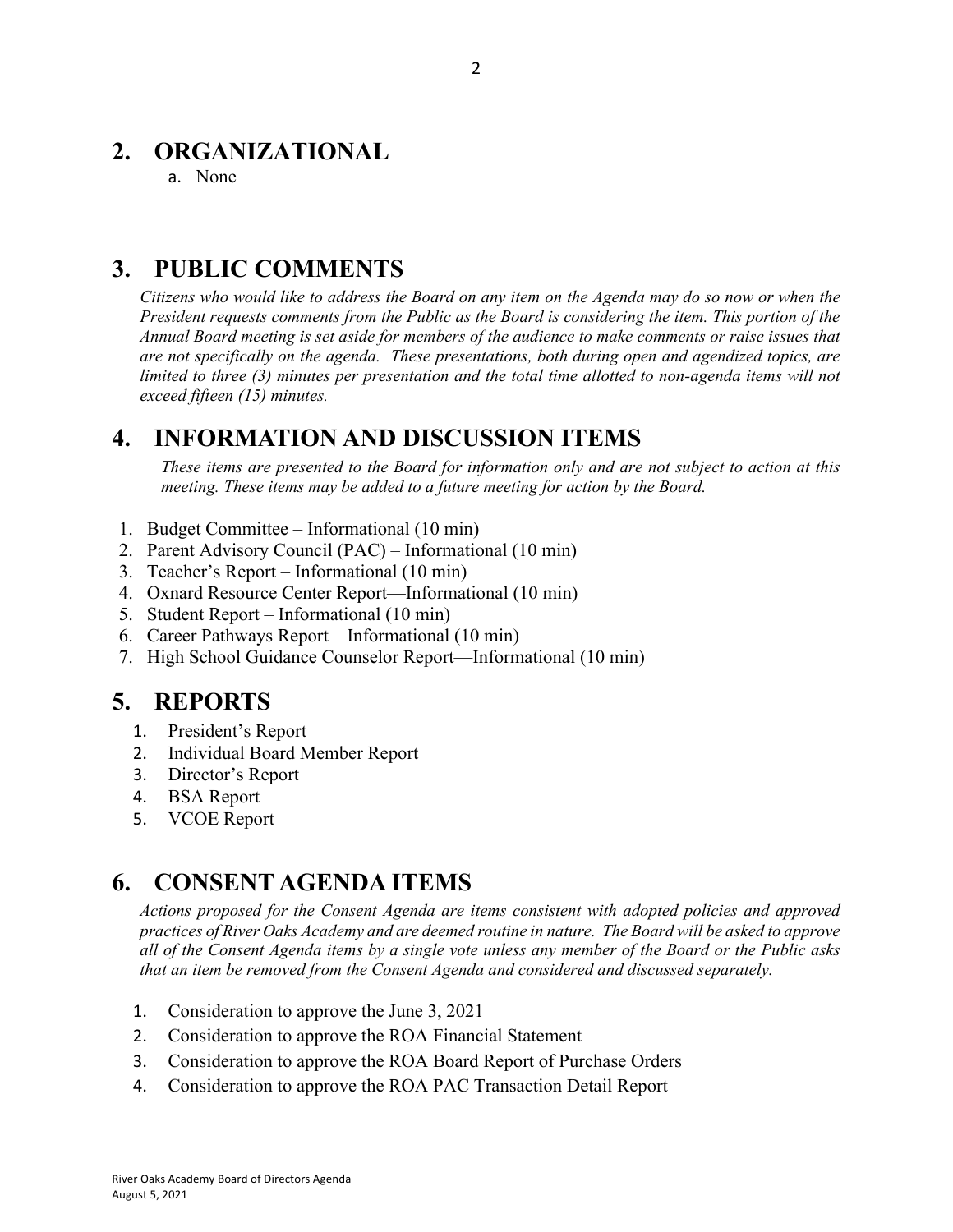## 2. ORGANIZATIONAL

a. None

## 3. PUBLIC COMMENTS

*Citizens who would like to address the Board on any item on the Agenda may do so now or when the President requests comments from the Public as the Board is considering the item. This portion of the Annual Board meeting is set aside for members of the audience to make comments or raise issues that are not specifically on the agenda. These presentations, both during open and agendized topics, are limited to three (3) minutes per presentation and the total time allotted to non-agenda items will not exceed fifteen (15) minutes.*

## 4. INFORMATION AND DISCUSSION ITEMS

*These items are presented to the Board for information only and are not subject to action at this meeting. These items may be added to a future meeting for action by the Board.*

1. Budget Committee – Informational (10 min)
2. Parent Advisory Council (PAC) – Informational (10 min)
3. Teacher's Report – Informational (10 min)
4. Oxnard Resource Center Report—Informational (10 min)
5. Student Report – Informational (10 min)
6. Career Pathways Report – Informational (10 min)
7. High School Guidance Counselor Report—Informational (10 min)

## 5. REPORTS

1. President's Report
2. Individual Board Member Report
3. Director's Report
4. BSA Report
5. VCOE Report

## 6. CONSENT AGENDA ITEMS

*Actions proposed for the Consent Agenda are items consistent with adopted policies and approved practices of River Oaks Academy and are deemed routine in nature. The Board will be asked to approve all of the Consent Agenda items by a single vote unless any member of the Board or the Public asks that an item be removed from the Consent Agenda and considered and discussed separately.*

1. Consideration to approve the June 3, 2021
2. Consideration to approve the ROA Financial Statement
3. Consideration to approve the ROA Board Report of Purchase Orders
4. Consideration to approve the ROA PAC Transaction Detail Report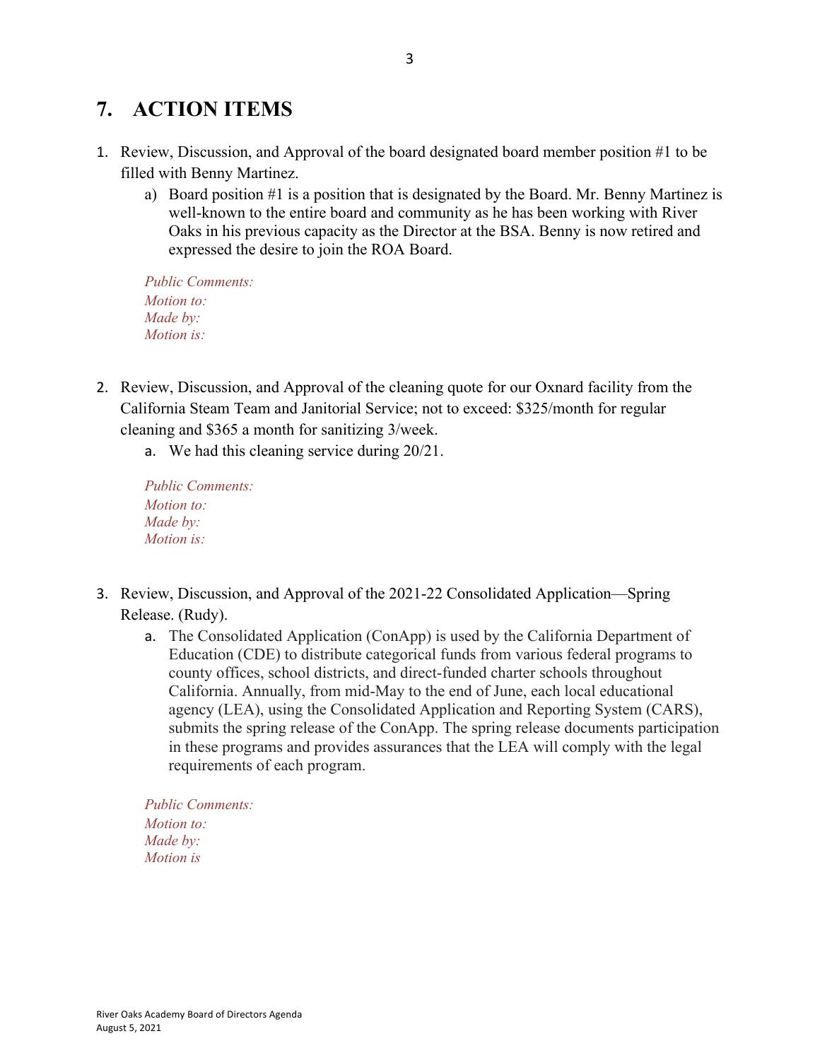## 7. ACTION ITEMS

1. Review, Discussion, and Approval of the board designated board member position #1 to be filled with Benny Martinez.
   a) Board position #1 is a position that is designated by the Board. Mr. Benny Martinez is well-known to the entire board and community as he has been working with River Oaks in his previous capacity as the Director at the BSA. Benny is now retired and expressed the desire to join the ROA Board.

   *Public Comments:*
   *Motion to:*
   *Made by:*
   *Motion is:*

2. Review, Discussion, and Approval of the cleaning quote for our Oxnard facility from the California Steam Team and Janitorial Service; not to exceed: $325/month for regular cleaning and $365 a month for sanitizing 3/week.
   a. We had this cleaning service during 20/21.

   *Public Comments:*
   *Motion to:*
   *Made by:*
   *Motion is:*

3. Review, Discussion, and Approval of the 2021-22 Consolidated Application—Spring Release. (Rudy).
   a. The Consolidated Application (ConApp) is used by the California Department of Education (CDE) to distribute categorical funds from various federal programs to county offices, school districts, and direct-funded charter schools throughout California. Annually, from mid-May to the end of June, each local educational agency (LEA), using the Consolidated Application and Reporting System (CARS), submits the spring release of the ConApp. The spring release documents participation in these programs and provides assurances that the LEA will comply with the legal requirements of each program.

   *Public Comments:*
   *Motion to:*
   *Made by:*
   *Motion is*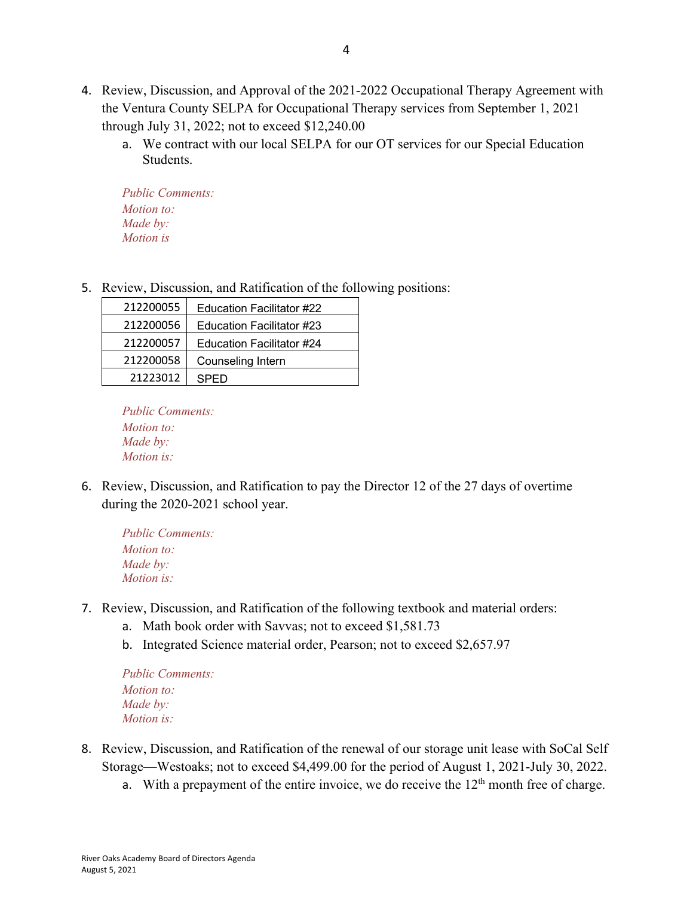4. Review, Discussion, and Approval of the 2021-2022 Occupational Therapy Agreement with the Ventura County SELPA for Occupational Therapy services from September 1, 2021 through July 31, 2022; not to exceed $12,240.00
   a. We contract with our local SELPA for our OT services for our Special Education Students.

   *Public Comments:*
   *Motion to:*
   *Made by:*
   *Motion is*

5. Review, Discussion, and Ratification of the following positions:

| 212200055 | Education Facilitator #22 |
|---|---|
| 212200056 | Education Facilitator #23 |
| 212200057 | Education Facilitator #24 |
| 212200058 | Counseling Intern |
| 21223012 | SPED |

   *Public Comments:*
   *Motion to:*
   *Made by:*
   *Motion is:*

6. Review, Discussion, and Ratification to pay the Director 12 of the 27 days of overtime during the 2020-2021 school year.

   *Public Comments:*
   *Motion to:*
   *Made by:*
   *Motion is:*

7. Review, Discussion, and Ratification of the following textbook and material orders:
   a. Math book order with Savvas; not to exceed $1,581.73
   b. Integrated Science material order, Pearson; not to exceed $2,657.97

   *Public Comments:*
   *Motion to:*
   *Made by:*
   *Motion is:*

8. Review, Discussion, and Ratification of the renewal of our storage unit lease with SoCal Self Storage—Westoaks; not to exceed $4,499.00 for the period of August 1, 2021-July 30, 2022.
   a. With a prepayment of the entire invoice, we do receive the 12th month free of charge.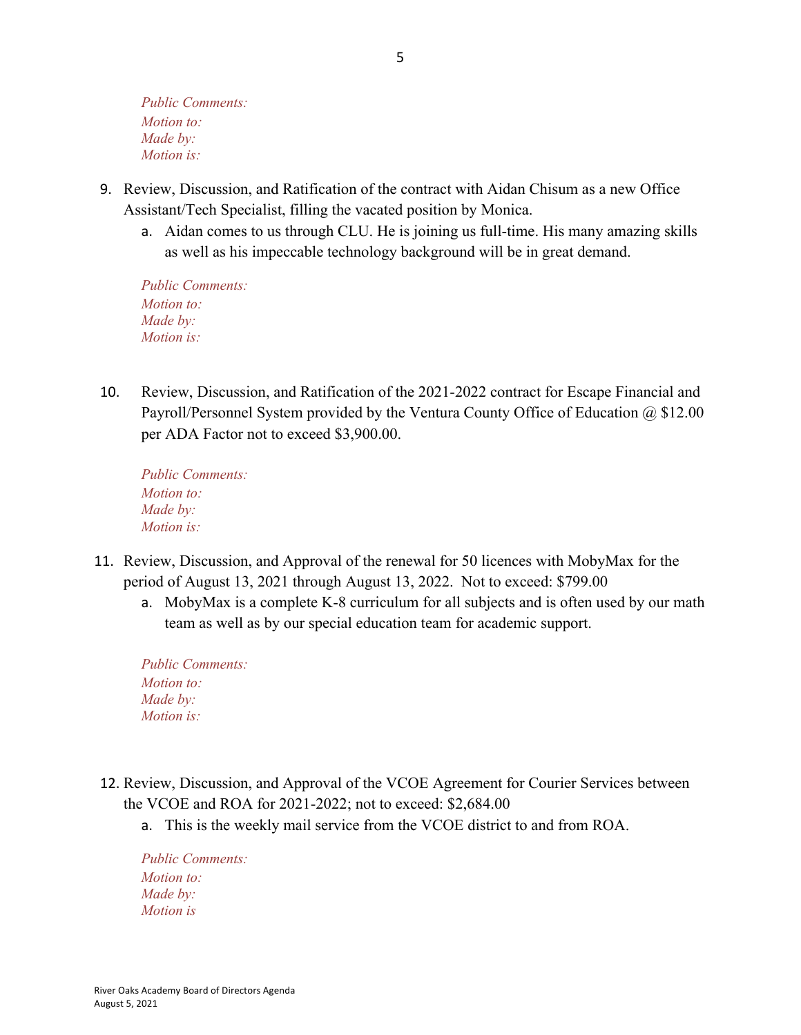*Public Comments:*
*Motion to:*
*Made by:*
*Motion is:*

9. Review, Discussion, and Ratification of the contract with Aidan Chisum as a new Office Assistant/Tech Specialist, filling the vacated position by Monica.
   a. Aidan comes to us through CLU. He is joining us full-time. His many amazing skills as well as his impeccable technology background will be in great demand.

*Public Comments:*
*Motion to:*
*Made by:*
*Motion is:*

10. Review, Discussion, and Ratification of the 2021-2022 contract for Escape Financial and Payroll/Personnel System provided by the Ventura County Office of Education @ $12.00 per ADA Factor not to exceed $3,900.00.

*Public Comments:*
*Motion to:*
*Made by:*
*Motion is:*

11. Review, Discussion, and Approval of the renewal for 50 licences with MobyMax for the period of August 13, 2021 through August 13, 2022. Not to exceed: $799.00
    a. MobyMax is a complete K-8 curriculum for all subjects and is often used by our math team as well as by our special education team for academic support.

*Public Comments:*
*Motion to:*
*Made by:*
*Motion is:*

12. Review, Discussion, and Approval of the VCOE Agreement for Courier Services between the VCOE and ROA for 2021-2022; not to exceed: $2,684.00
    a. This is the weekly mail service from the VCOE district to and from ROA.

*Public Comments:*
*Motion to:*
*Made by:*
*Motion is*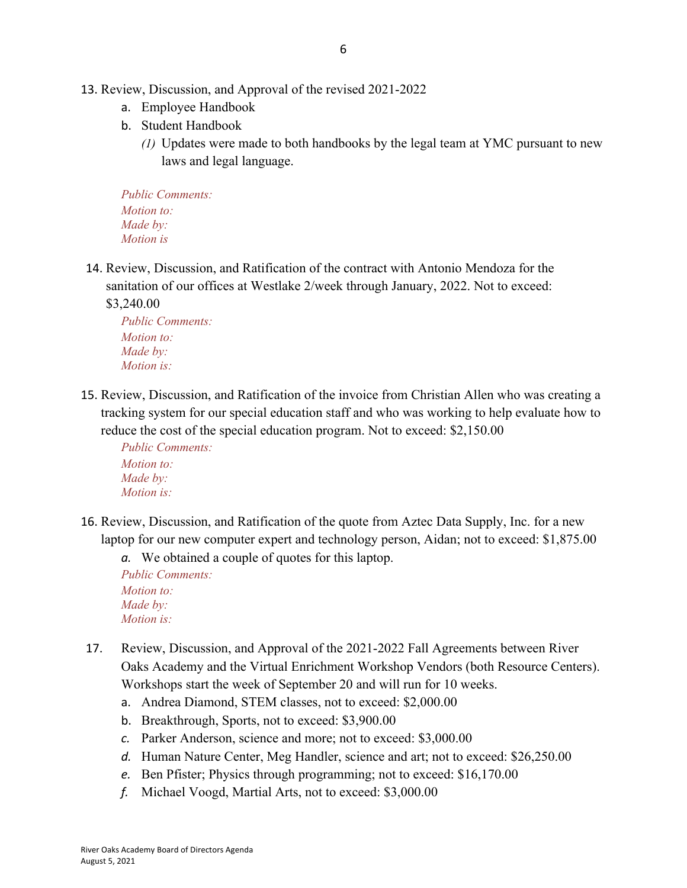13. Review, Discussion, and Approval of the revised 2021-2022
    a. Employee Handbook
    b. Student Handbook
        *(1)* Updates were made to both handbooks by the legal team at YMC pursuant to new laws and legal language.

    *Public Comments:*
    *Motion to:*
    *Made by:*
    *Motion is*

14. Review, Discussion, and Ratification of the contract with Antonio Mendoza for the sanitation of our offices at Westlake 2/week through January, 2022. Not to exceed: $3,240.00

    *Public Comments:*
    *Motion to:*
    *Made by:*
    *Motion is:*

15. Review, Discussion, and Ratification of the invoice from Christian Allen who was creating a tracking system for our special education staff and who was working to help evaluate how to reduce the cost of the special education program. Not to exceed: $2,150.00

    *Public Comments:*
    *Motion to:*
    *Made by:*
    *Motion is:*

16. Review, Discussion, and Ratification of the quote from Aztec Data Supply, Inc. for a new laptop for our new computer expert and technology person, Aidan; not to exceed: $1,875.00
    *a.* We obtained a couple of quotes for this laptop.

    *Public Comments:*
    *Motion to:*
    *Made by:*
    *Motion is:*

17. Review, Discussion, and Approval of the 2021-2022 Fall Agreements between River Oaks Academy and the Virtual Enrichment Workshop Vendors (both Resource Centers). Workshops start the week of September 20 and will run for 10 weeks.
    a. Andrea Diamond, STEM classes, not to exceed: $2,000.00
    b. Breakthrough, Sports, not to exceed: $3,900.00
    *c.* Parker Anderson, science and more; not to exceed: $3,000.00
    *d.* Human Nature Center, Meg Handler, science and art; not to exceed: $26,250.00
    *e.* Ben Pfister; Physics through programming; not to exceed: $16,170.00
    *f.* Michael Voogd, Martial Arts, not to exceed: $3,000.00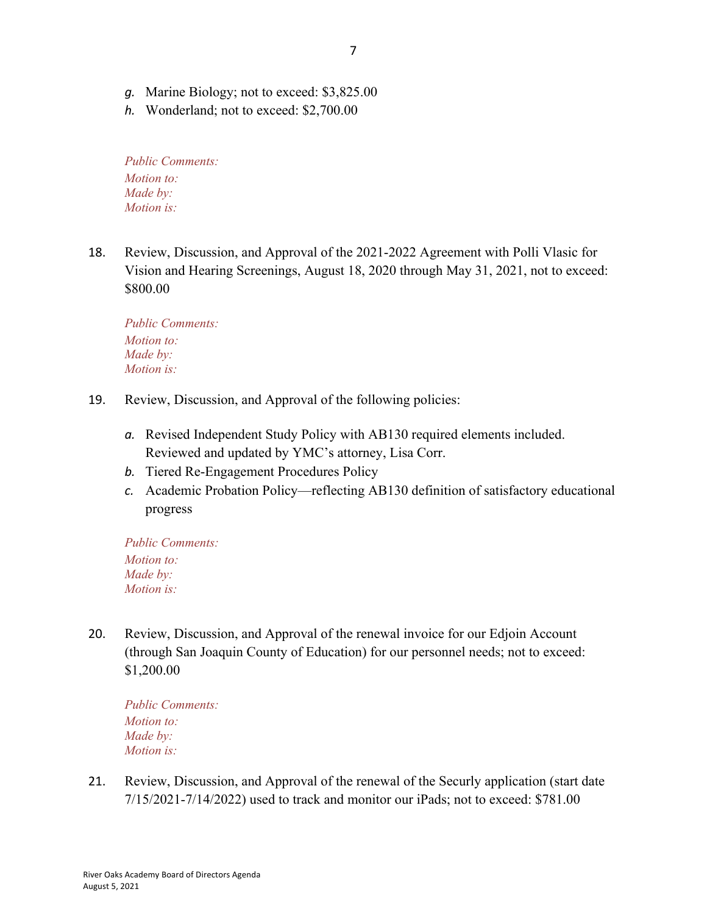g. Marine Biology; not to exceed: $3,825.00
h. Wonderland; not to exceed: $2,700.00

*Public Comments:*
*Motion to:*
*Made by:*
*Motion is:*

18. Review, Discussion, and Approval of the 2021-2022 Agreement with Polli Vlasic for Vision and Hearing Screenings, August 18, 2020 through May 31, 2021, not to exceed: $800.00

*Public Comments:*
*Motion to:*
*Made by:*
*Motion is:*

19. Review, Discussion, and Approval of the following policies:

    a. Revised Independent Study Policy with AB130 required elements included. Reviewed and updated by YMC's attorney, Lisa Corr.
    b. Tiered Re-Engagement Procedures Policy
    c. Academic Probation Policy—reflecting AB130 definition of satisfactory educational progress

*Public Comments:*
*Motion to:*
*Made by:*
*Motion is:*

20. Review, Discussion, and Approval of the renewal invoice for our Edjoin Account (through San Joaquin County of Education) for our personnel needs; not to exceed: $1,200.00

*Public Comments:*
*Motion to:*
*Made by:*
*Motion is:*

21. Review, Discussion, and Approval of the renewal of the Securly application (start date 7/15/2021-7/14/2022) used to track and monitor our iPads; not to exceed: $781.00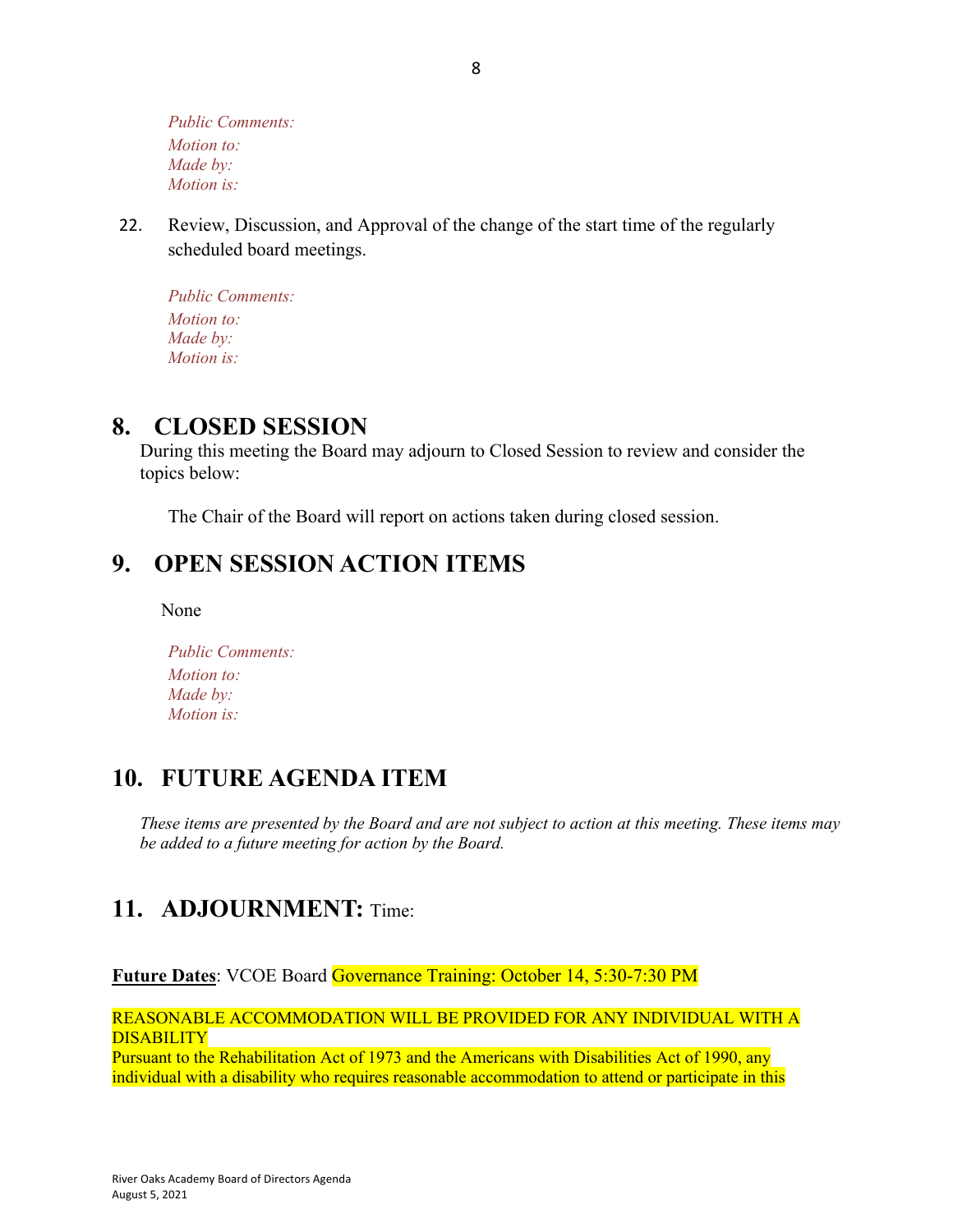*Public Comments:*
*Motion to:*
*Made by:*
*Motion is:*

22. Review, Discussion, and Approval of the change of the start time of the regularly scheduled board meetings.

    *Public Comments:*
    *Motion to:*
    *Made by:*
    *Motion is:*

## 8. CLOSED SESSION

During this meeting the Board may adjourn to Closed Session to review and consider the topics below:

The Chair of the Board will report on actions taken during closed session.

## 9. OPEN SESSION ACTION ITEMS

None

*Public Comments:*
*Motion to:*
*Made by:*
*Motion is:*

## 10. FUTURE AGENDA ITEM

*These items are presented by the Board and are not subject to action at this meeting. These items may be added to a future meeting for action by the Board.*

## 11. ADJOURNMENT: Time:

**Future Dates**: VCOE Board Governance Training: October 14, 5:30-7:30 PM

REASONABLE ACCOMMODATION WILL BE PROVIDED FOR ANY INDIVIDUAL WITH A DISABILITY
Pursuant to the Rehabilitation Act of 1973 and the Americans with Disabilities Act of 1990, any individual with a disability who requires reasonable accommodation to attend or participate in this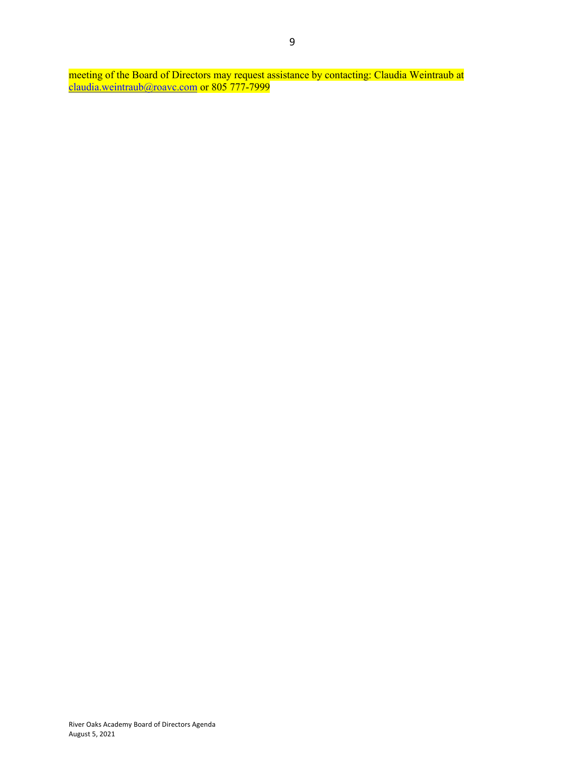meeting of the Board of Directors may request assistance by contacting: Claudia Weintraub at claudia.weintraub@roavc.com or 805 777-7999